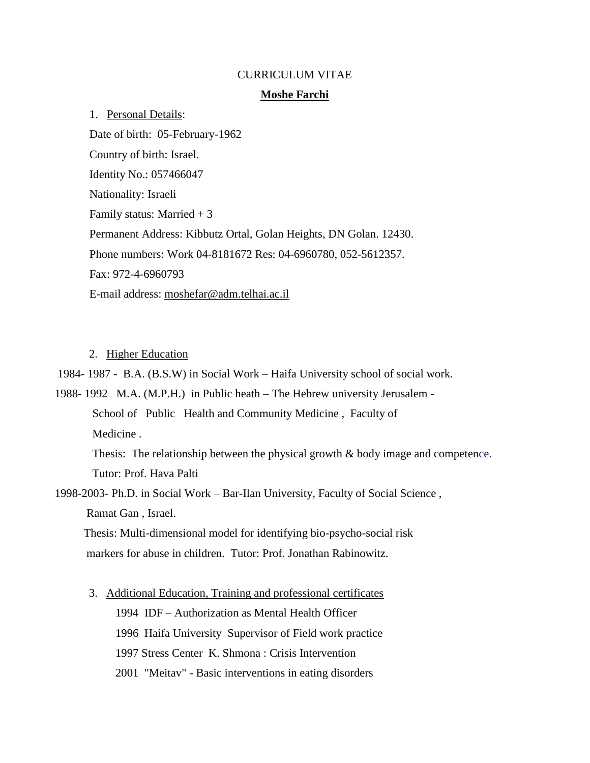CURRICULUM VITAE

**Moshe Farchi**

1. Personal Details:

Date of birth: 05-February-1962

Country of birth: Israel.

Identity No.: 057466047

Nationality: Israeli

Family status: Married + 3

Permanent Address: Kibbutz Ortal, Golan Heights, DN Golan. 12430.

Phone numbers: Work 04-8181672 Res: 04-6960780, 052-5612357.

Fax: 972-4-6960793

E-mail address: moshefar@adm.telhai.ac.il

2. Higher Education

1984- 1987 - B.A. (B.S.W) in Social Work – Haifa University school of social work.

1988- 1992 M.A. (M.P.H.) in Public heath – The Hebrew university Jerusalem - School of Public Health and Community Medicine , Faculty of Medicine .

Thesis: The relationship between the physical growth & body image and competence.

Tutor: Prof. Hava Palti

1998-2003- Ph.D. in Social Work – Bar-Ilan University, Faculty of Social Science , Ramat Gan , Israel.

Thesis: Multi-dimensional model for identifying bio-psycho-social risk markers for abuse in children. Tutor: Prof. Jonathan Rabinowitz.

3. Additional Education, Training and professional certificates

1994 IDF – Authorization as Mental Health Officer

1996 Haifa University Supervisor of Field work practice

1997 Stress Center K. Shmona : Crisis Intervention

2001 "Meitav" - Basic interventions in eating disorders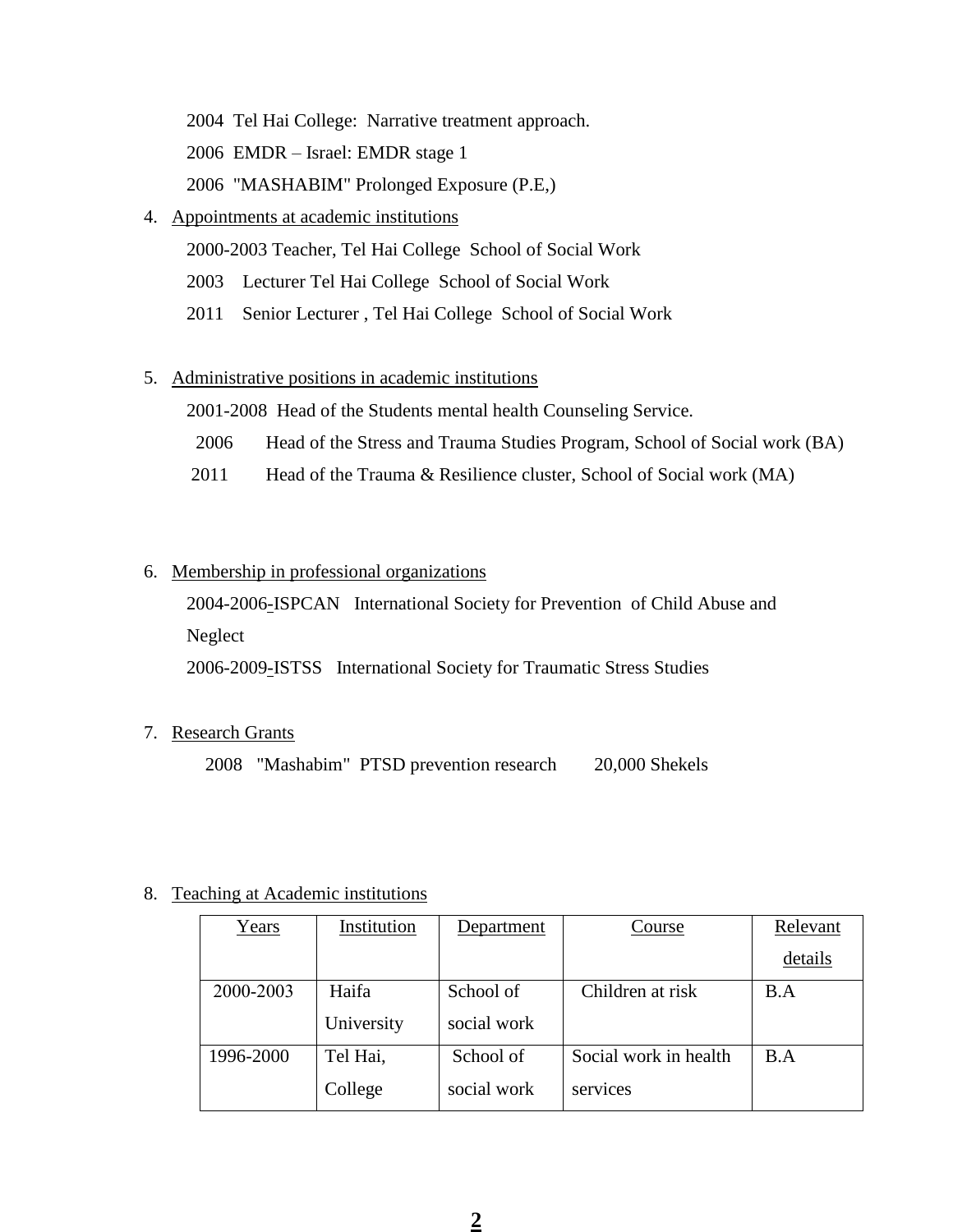2004 Tel Hai College: Narrative treatment approach.

2006 EMDR – Israel: EMDR stage 1

2006 "MASHABIM" Prolonged Exposure (P.E,)

4. Appointments at academic institutions

   2000-2003 Teacher, Tel Hai College School of Social Work

   2003 Lecturer Tel Hai College School of Social Work

   2011 Senior Lecturer , Tel Hai College School of Social Work

5. Administrative positions in academic institutions

   2001-2008 Head of the Students mental health Counseling Service.

   2006 Head of the Stress and Trauma Studies Program, School of Social work (BA)

   2011 Head of the Trauma & Resilience cluster, School of Social work (MA)

6. Membership in professional organizations

   2004-2006-ISPCAN International Society for Prevention of Child Abuse and Neglect

   2006-2009-ISTSS International Society for Traumatic Stress Studies

7. Research Grants

   2008 "Mashabim" PTSD prevention research 20,000 Shekels

8. Teaching at Academic institutions

| Years | Institution | Department | Course | Relevant details |
|---|---|---|---|---|
| 2000-2003 | Haifa University | School of social work | Children at risk | B.A |
| 1996-2000 | Tel Hai, College | School of social work | Social work in health services | B.A |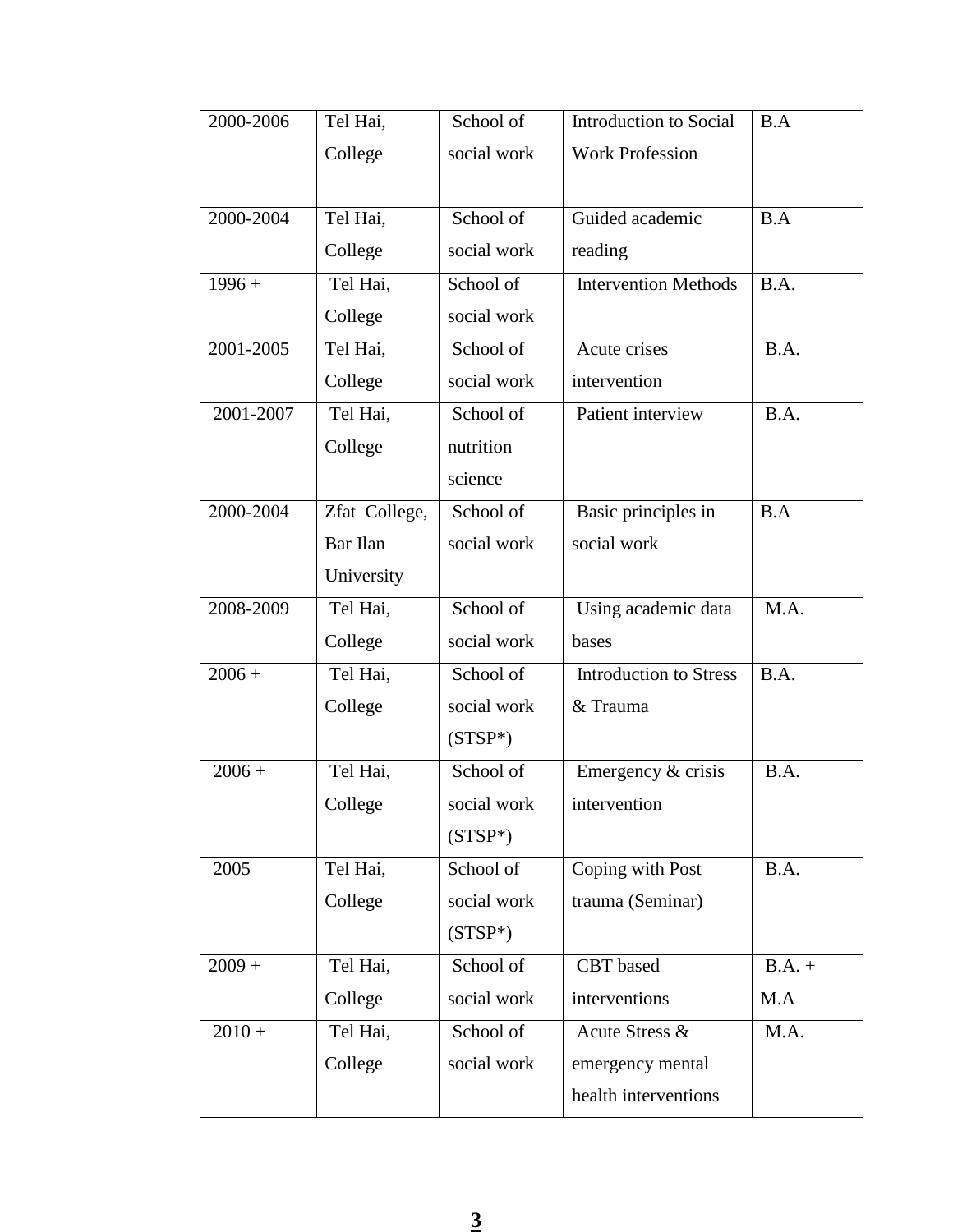| 2000-2006 | Tel Hai, College | School of social work | Introduction to Social Work Profession | B.A |
|---|---|---|---|---|
| 2000-2004 | Tel Hai, College | School of social work | Guided academic reading | B.A |
| 1996 + | Tel Hai, College | School of social work | Intervention Methods | B.A. |
| 2001-2005 | Tel Hai, College | School of social work | Acute crises intervention | B.A. |
| 2001-2007 | Tel Hai, College | School of nutrition science | Patient interview | B.A. |
| 2000-2004 | Zfat College, Bar Ilan University | School of social work | Basic principles in social work | B.A |
| 2008-2009 | Tel Hai, College | School of social work | Using academic data bases | M.A. |
| 2006 + | Tel Hai, College | School of social work (STSP*) | Introduction to Stress & Trauma | B.A. |
| 2006 + | Tel Hai, College | School of social work (STSP*) | Emergency & crisis intervention | B.A. |
| 2005 | Tel Hai, College | School of social work (STSP*) | Coping with Post trauma (Seminar) | B.A. |
| 2009 + | Tel Hai, College | School of social work | CBT based interventions | B.A. + M.A |
| 2010 + | Tel Hai, College | School of social work | Acute Stress & emergency mental health interventions | M.A. |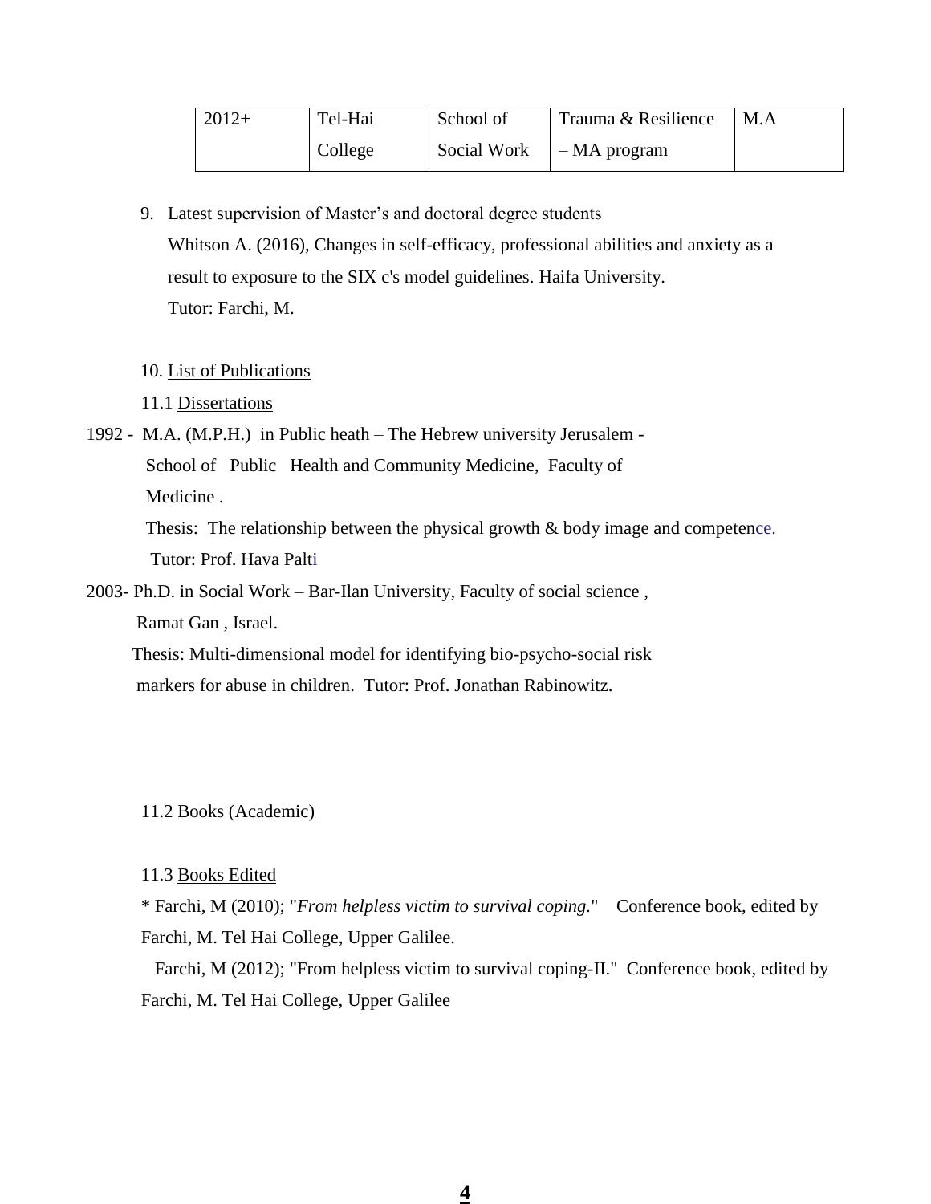| 2012+ | Tel-Hai College | School of Social Work | Trauma & Resilience – MA program | M.A |
|---|---|---|---|---|

9. Latest supervision of Master's and doctoral degree students

   Whitson A. (2016), Changes in self-efficacy, professional abilities and anxiety as a result to exposure to the SIX c's model guidelines. Haifa University.

   Tutor: Farchi, M.

10. List of Publications

11.1 Dissertations

1992 - M.A. (M.P.H.) in Public heath – The Hebrew university Jerusalem - School of Public Health and Community Medicine, Faculty of Medicine .

Thesis: The relationship between the physical growth & body image and competence.

Tutor: Prof. Hava Palti

2003- Ph.D. in Social Work – Bar-Ilan University, Faculty of social science , Ramat Gan , Israel.

Thesis: Multi-dimensional model for identifying bio-psycho-social risk markers for abuse in children. Tutor: Prof. Jonathan Rabinowitz.

11.2 Books (Academic)

11.3 Books Edited

* Farchi, M (2010); "*From helpless victim to survival coping.*" Conference book, edited by Farchi, M. Tel Hai College, Upper Galilee.

Farchi, M (2012); "From helpless victim to survival coping-II." Conference book, edited by Farchi, M. Tel Hai College, Upper Galilee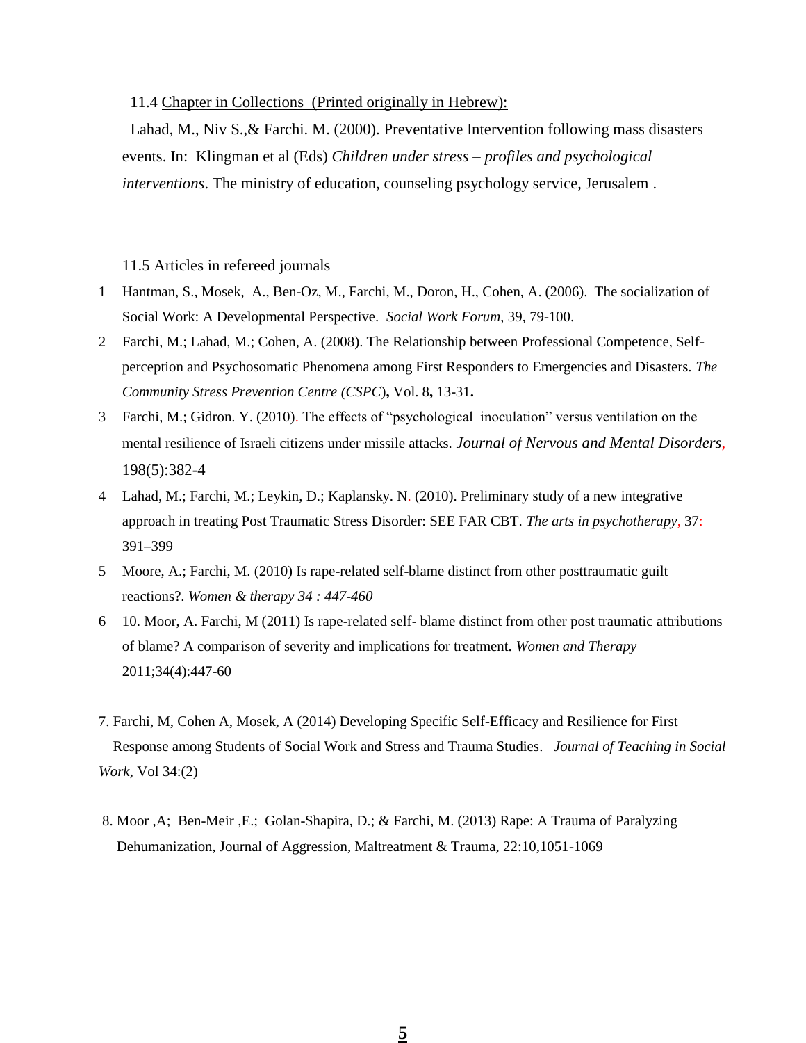11.4 Chapter in Collections (Printed originally in Hebrew):

Lahad, M., Niv S.,& Farchi. M. (2000). Preventative Intervention following mass disasters events. In: Klingman et al (Eds) *Children under stress – profiles and psychological interventions*. The ministry of education, counseling psychology service, Jerusalem .

11.5 Articles in refereed journals

1. Hantman, S., Mosek, A., Ben-Oz, M., Farchi, M., Doron, H., Cohen, A. (2006). The socialization of Social Work: A Developmental Perspective. *Social Work Forum,* 39, 79-100.
2. Farchi, M.; Lahad, M.; Cohen, A. (2008). The Relationship between Professional Competence, Self-perception and Psychosomatic Phenomena among First Responders to Emergencies and Disasters. *The Community Stress Prevention Centre (CSPC)***,** Vol. 8**,** 13-31**.**
3. Farchi, M.; Gidron. Y. (2010). The effects of "psychological inoculation" versus ventilation on the mental resilience of Israeli citizens under missile attacks. *Journal of Nervous and Mental Disorders*, 198(5):382-4
4. Lahad, M.; Farchi, M.; Leykin, D.; Kaplansky. N. (2010). Preliminary study of a new integrative approach in treating Post Traumatic Stress Disorder: SEE FAR CBT. *The arts in psychotherapy*, 37: 391–399
5. Moore, A.; Farchi, M. (2010) Is rape-related self-blame distinct from other posttraumatic guilt reactions?. *Women & therapy 34 : 447-460*
6. 10. Moor, A. Farchi, M (2011) Is rape-related self- blame distinct from other post traumatic attributions of blame? A comparison of severity and implications for treatment. *Women and Therapy* 2011;34(4):447-60

7. Farchi, M, Cohen A, Mosek, A (2014) Developing Specific Self-Efficacy and Resilience for First Response among Students of Social Work and Stress and Trauma Studies. *Journal of Teaching in Social Work*, Vol 34:(2)

8. Moor ,A; Ben-Meir ,E.; Golan-Shapira, D.; & Farchi, M. (2013) Rape: A Trauma of Paralyzing Dehumanization, Journal of Aggression, Maltreatment & Trauma, 22:10,1051-1069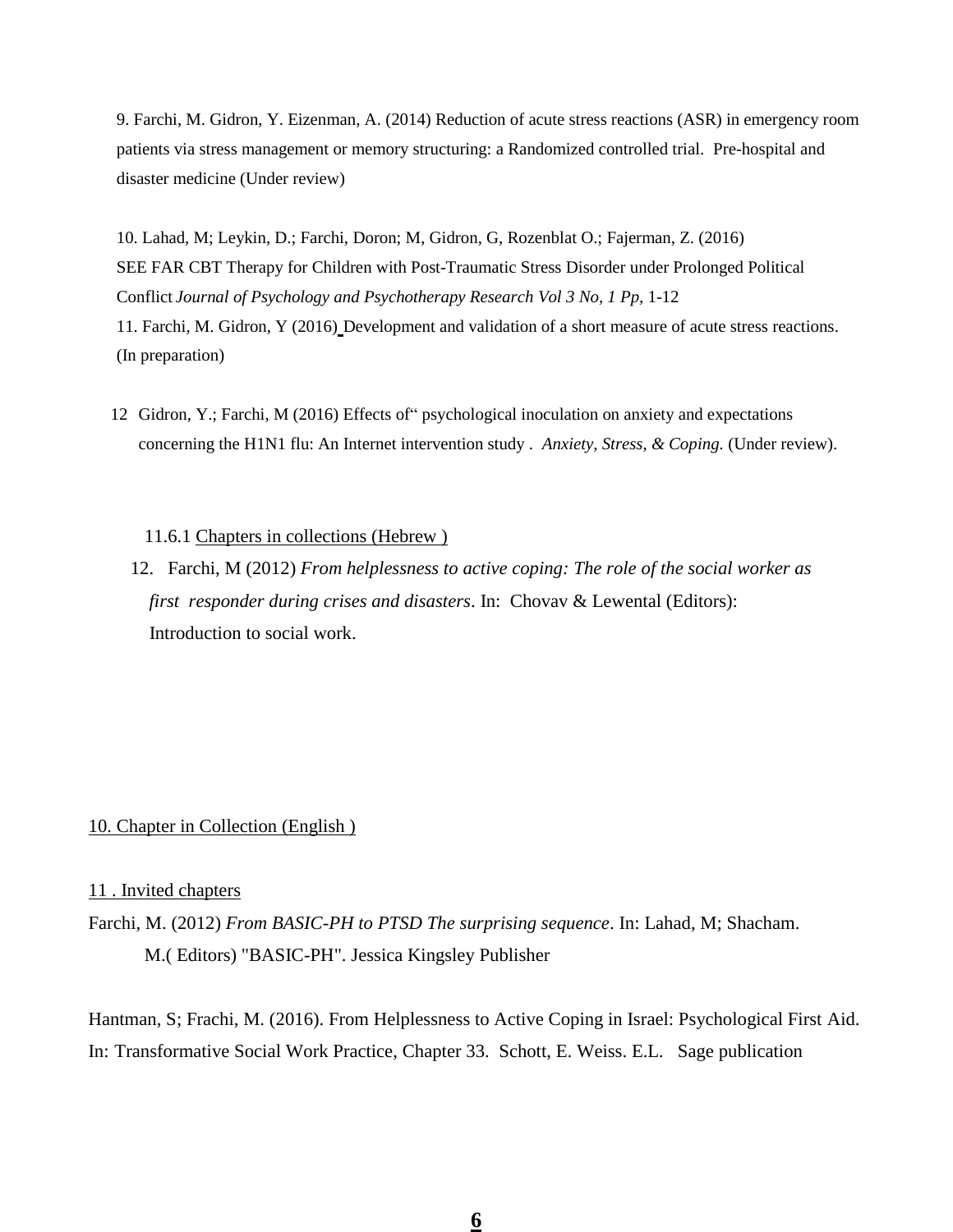9. Farchi, M. Gidron, Y. Eizenman, A. (2014) Reduction of acute stress reactions (ASR) in emergency room patients via stress management or memory structuring: a Randomized controlled trial. Pre-hospital and disaster medicine (Under review)

10. Lahad, M; Leykin, D.; Farchi, Doron; M, Gidron, G, Rozenblat O.; Fajerman, Z. (2016) SEE FAR CBT Therapy for Children with Post-Traumatic Stress Disorder under Prolonged Political Conflict *Journal of Psychology and Psychotherapy Research Vol 3 No, 1 Pp,* 1-12

11. Farchi, M. Gidron, Y (2016) Development and validation of a short measure of acute stress reactions. (In preparation)

12 Gidron, Y.; Farchi, M (2016) Effects of" psychological inoculation on anxiety and expectations concerning the H1N1 flu: An Internet intervention study . *Anxiety, Stress, & Coping.* (Under review).

11.6.1 Chapters in collections (Hebrew )

12. Farchi, M (2012) *From helplessness to active coping: The role of the social worker as first responder during crises and disasters*. In: Chovav & Lewental (Editors): Introduction to social work.

10. Chapter in Collection (English )

11 . Invited chapters

Farchi, M. (2012) *From BASIC-PH to PTSD The surprising sequence*. In: Lahad, M; Shacham. M.( Editors) "BASIC-PH". Jessica Kingsley Publisher

Hantman, S; Frachi, M. (2016). From Helplessness to Active Coping in Israel: Psychological First Aid. In: Transformative Social Work Practice, Chapter 33. Schott, E. Weiss. E.L. Sage publication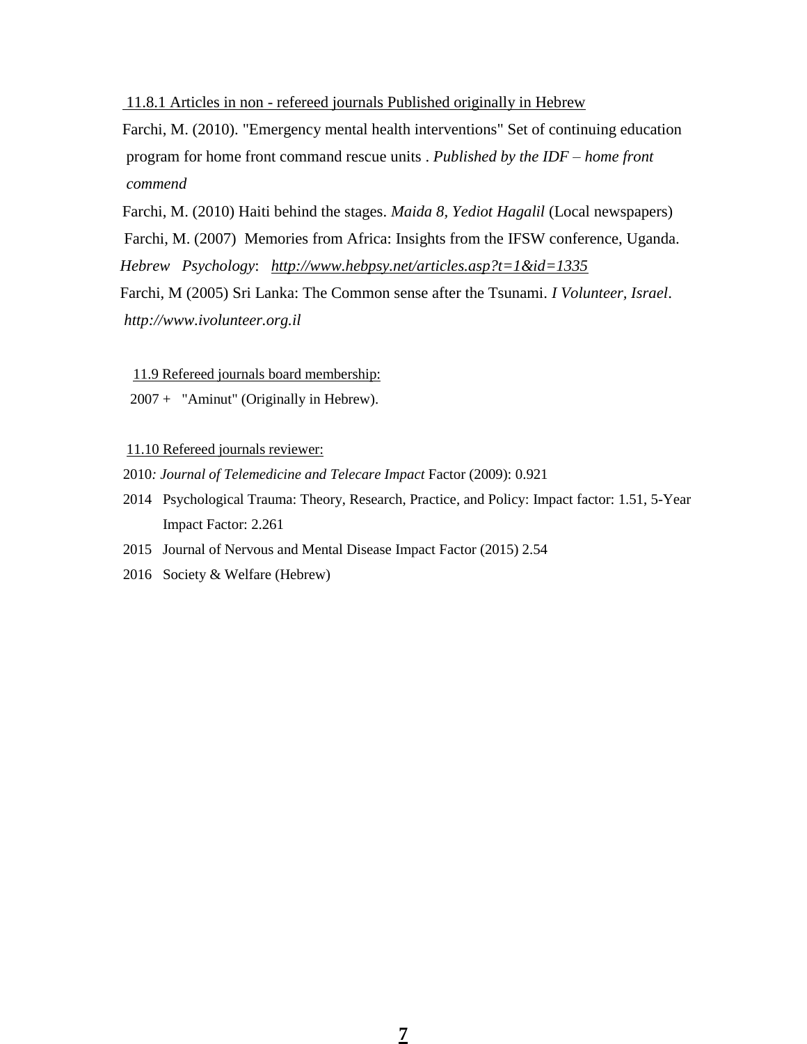<u>11.8.1 Articles in non - refereed journals Published originally in Hebrew</u>

Farchi, M. (2010). "Emergency mental health interventions" Set of continuing education program for home front command rescue units . *Published by the IDF – home front commend*

Farchi, M. (2010) Haiti behind the stages. *Maida 8, Yediot Hagalil* (Local newspapers)

Farchi, M. (2007) Memories from Africa: Insights from the IFSW conference, Uganda. *Hebrew Psychology*: *http://www.hebpsy.net/articles.asp?t=1&id=1335*

Farchi, M (2005) Sri Lanka: The Common sense after the Tsunami. *I Volunteer, Israel*. *http://www.ivolunteer.org.il*

<u>11.9 Refereed journals board membership:</u>

2007 + "Aminut" (Originally in Hebrew).

<u>11.10 Refereed journals reviewer:</u>

2010*: Journal of Telemedicine and Telecare Impact* Factor (2009): 0.921

2014 Psychological Trauma: Theory, Research, Practice, and Policy: Impact factor: 1.51, 5-Year Impact Factor: 2.261

2015 Journal of Nervous and Mental Disease Impact Factor (2015) 2.54

2016 Society & Welfare (Hebrew)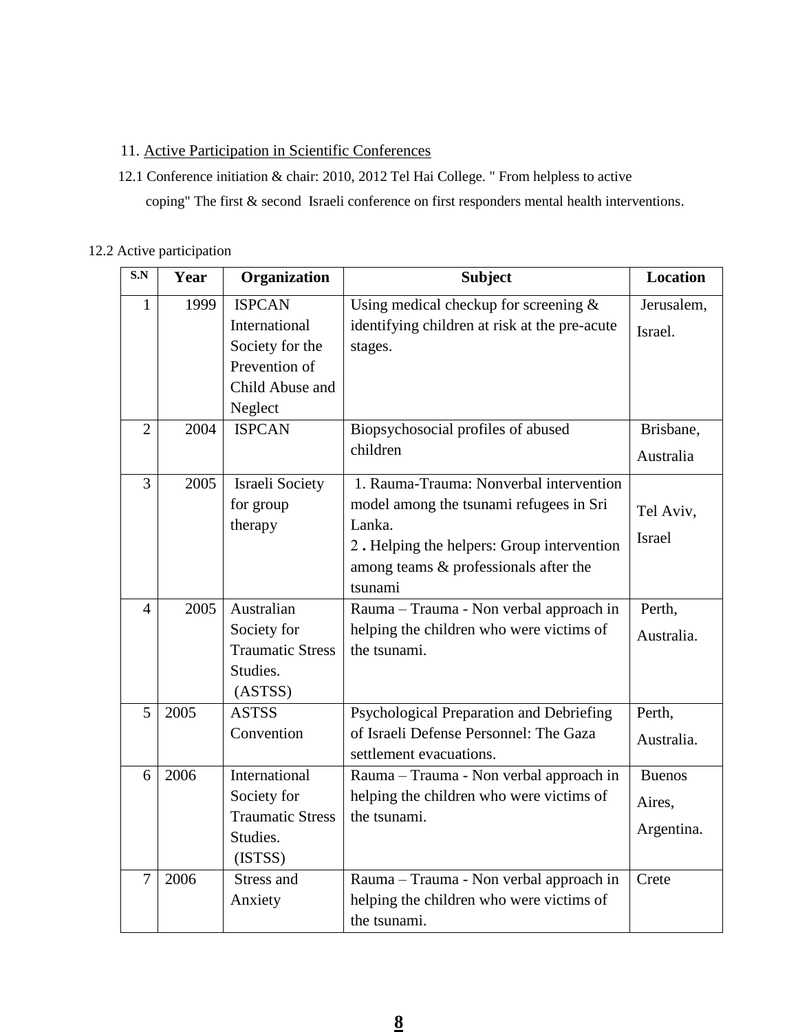## 11. Active Participation in Scientific Conferences

12.1 Conference initiation & chair: 2010, 2012 Tel Hai College. " From helpless to active coping" The first & second Israeli conference on first responders mental health interventions.

12.2 Active participation

| S.N | Year | Organization | Subject | Location |
|---|---|---|---|---|
| 1 | 1999 | ISPCAN International Society for the Prevention of Child Abuse and Neglect | Using medical checkup for screening & identifying children at risk at the pre-acute stages. | Jerusalem, Israel. |
| 2 | 2004 | ISPCAN | Biopsychosocial profiles of abused children | Brisbane, Australia |
| 3 | 2005 | Israeli Society for group therapy | 1. Rauma-Trauma: Nonverbal intervention model among the tsunami refugees in Sri Lanka.<br>2 **.** Helping the helpers: Group intervention among teams & professionals after the tsunami | Tel Aviv, Israel |
| 4 | 2005 | Australian Society for Traumatic Stress Studies. (ASTSS) | Rauma – Trauma - Non verbal approach in helping the children who were victims of the tsunami. | Perth, Australia. |
| 5 | 2005 | ASTSS Convention | Psychological Preparation and Debriefing of Israeli Defense Personnel: The Gaza settlement evacuations. | Perth, Australia. |
| 6 | 2006 | International Society for Traumatic Stress Studies. (ISTSS) | Rauma – Trauma - Non verbal approach in helping the children who were victims of the tsunami. | Buenos Aires, Argentina. |
| 7 | 2006 | Stress and Anxiety | Rauma – Trauma - Non verbal approach in helping the children who were victims of the tsunami. | Crete |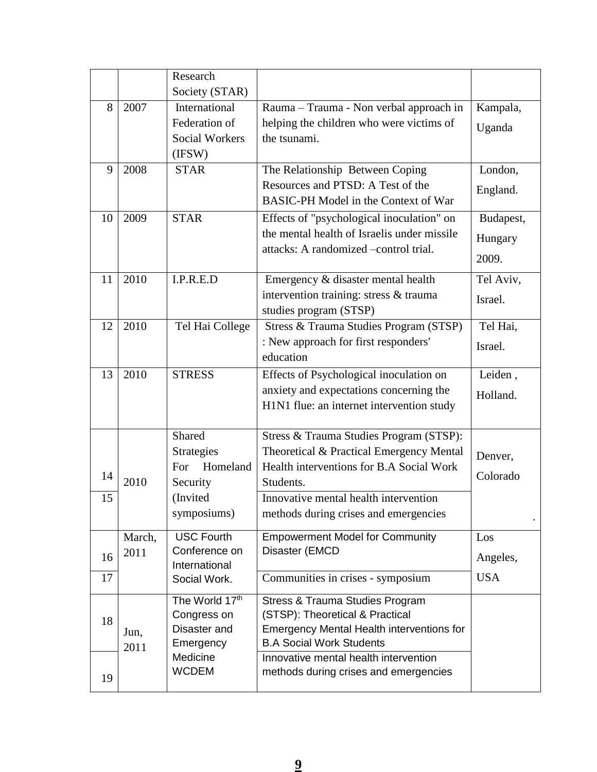| | | | | |
|---|---|---|---|---|
| | | Research Society (STAR) | | |
| 8 | 2007 | International Federation of Social Workers (IFSW) | Rauma – Trauma - Non verbal approach in helping the children who were victims of the tsunami. | Kampala, Uganda |
| 9 | 2008 | STAR | The Relationship Between Coping Resources and PTSD: A Test of the BASIC-PH Model in the Context of War | London, England. |
| 10 | 2009 | STAR | Effects of "psychological inoculation" on the mental health of Israelis under missile attacks: A randomized –control trial. | Budapest, Hungary 2009. |
| 11 | 2010 | I.P.R.E.D | Emergency & disaster mental health intervention training: stress & trauma studies program (STSP) | Tel Aviv, Israel. |
| 12 | 2010 | Tel Hai College | Stress & Trauma Studies Program (STSP) : New approach for first responders' education | Tel Hai, Israel. |
| 13 | 2010 | STRESS | Effects of Psychological inoculation on anxiety and expectations concerning the H1N1 flue: an internet intervention study | Leiden , Holland. |
| 14 | 2010 | Shared Strategies For Homeland Security (Invited symposiums) | Stress & Trauma Studies Program (STSP): Theoretical & Practical Emergency Mental Health interventions for B.A Social Work Students. | Denver, Colorado . |
| 15 | | | Innovative mental health intervention methods during crises and emergencies | |
| 16 | March, 2011 | USC Fourth Conference on International Social Work. | Empowerment Model for Community Disaster (EMCD | Los Angeles, USA |
| 17 | | | Communities in crises - symposium | |
| 18 | Jun, 2011 | The World 17th Congress on Disaster and Emergency Medicine WCDEM | Stress & Trauma Studies Program (STSP): Theoretical & Practical Emergency Mental Health interventions for B.A Social Work Students | |
| 19 | | | Innovative mental health intervention methods during crises and emergencies | |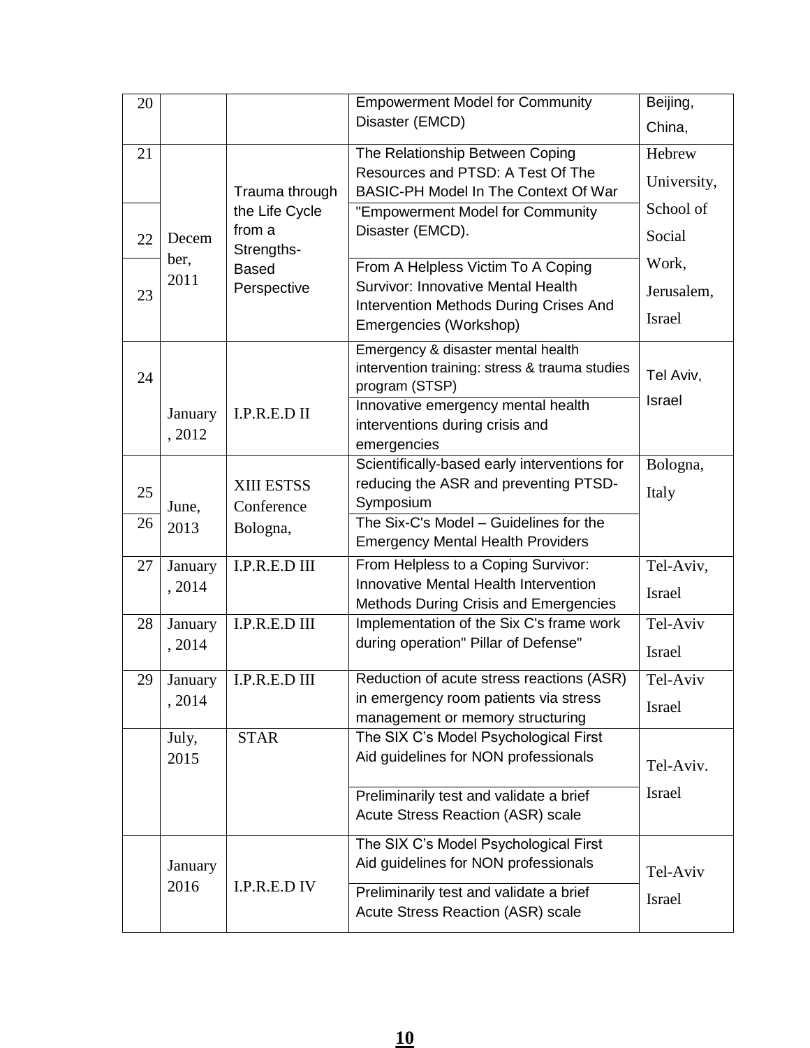| | | | | |
|---|---|---|---|---|
| 20 | | | Empowerment Model for Community Disaster (EMCD) | Beijing, China, |
| 21 | December, 2011 | Trauma through the Life Cycle from a Strengths-Based Perspective | The Relationship Between Coping Resources and PTSD: A Test Of The BASIC-PH Model In The Context Of War | Hebrew University, School of Social Work, Jerusalem, Israel |
| 22 | | | "Empowerment Model for Community Disaster (EMCD). | |
| 23 | | | From A Helpless Victim To A Coping Survivor: Innovative Mental Health Intervention Methods During Crises And Emergencies (Workshop) | |
| 24 | January, 2012 | I.P.R.E.D II | Emergency & disaster mental health intervention training: stress & trauma studies program (STSP) | Tel Aviv, Israel |
| | | | Innovative emergency mental health interventions during crisis and emergencies | |
| 25 | June, 2013 | XIII ESTSS Conference Bologna, | Scientifically-based early interventions for reducing the ASR and preventing PTSD-Symposium | Bologna, Italy |
| 26 | | | The Six-C's Model – Guidelines for the Emergency Mental Health Providers | |
| 27 | January, 2014 | I.P.R.E.D III | From Helpless to a Coping Survivor: Innovative Mental Health Intervention Methods During Crisis and Emergencies | Tel-Aviv, Israel |
| 28 | January, 2014 | I.P.R.E.D III | Implementation of the Six C's frame work during operation" Pillar of Defense" | Tel-Aviv Israel |
| 29 | January, 2014 | I.P.R.E.D III | Reduction of acute stress reactions (ASR) in emergency room patients via stress management or memory structuring | Tel-Aviv Israel |
| | July, 2015 | STAR | The SIX C's Model Psychological First Aid guidelines for NON professionals | Tel-Aviv. Israel |
| | | | Preliminarily test and validate a brief Acute Stress Reaction (ASR) scale | |
| | January 2016 | I.P.R.E.D IV | The SIX C's Model Psychological First Aid guidelines for NON professionals | Tel-Aviv Israel |
| | | | Preliminarily test and validate a brief Acute Stress Reaction (ASR) scale | |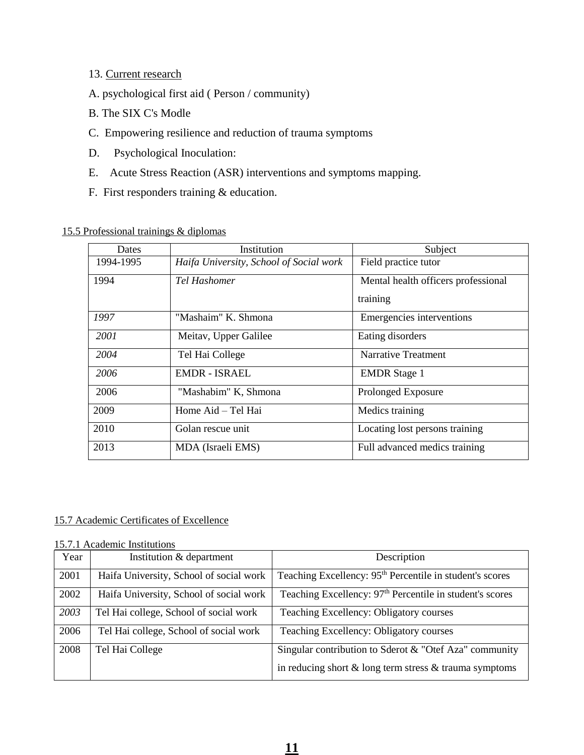13. Current research

A. psychological first aid ( Person / community)

B. The SIX C's Modle

C. Empowering resilience and reduction of trauma symptoms

D. Psychological Inoculation:

E. Acute Stress Reaction (ASR) interventions and symptoms mapping.

F. First responders training & education.

15.5 Professional trainings & diplomas

| Dates | Institution | Subject |
|---|---|---|
| 1994-1995 | *Haifa University, School of Social work* | Field practice tutor |
| 1994 | *Tel Hashomer* | Mental health officers professional training |
| *1997* | "Mashaim" K. Shmona | Emergencies interventions |
| *2001* | Meitav, Upper Galilee | Eating disorders |
| *2004* | Tel Hai College | Narrative Treatment |
| *2006* | EMDR - ISRAEL | EMDR Stage 1 |
| 2006 | "Mashabim" K, Shmona | Prolonged Exposure |
| 2009 | Home Aid – Tel Hai | Medics training |
| 2010 | Golan rescue unit | Locating lost persons training |
| 2013 | MDA (Israeli EMS) | Full advanced medics training |

15.7 Academic Certificates of Excellence

15.7.1 Academic Institutions

| Year | Institution & department | Description |
|---|---|---|
| 2001 | Haifa University, School of social work | Teaching Excellency: 95th Percentile in student's scores |
| 2002 | Haifa University, School of social work | Teaching Excellency: 97th Percentile in student's scores |
| *2003* | Tel Hai college, School of social work | Teaching Excellency: Obligatory courses |
| 2006 | Tel Hai college, School of social work | Teaching Excellency: Obligatory courses |
| 2008 | Tel Hai College | Singular contribution to Sderot & "Otef Aza" community in reducing short & long term stress & trauma symptoms |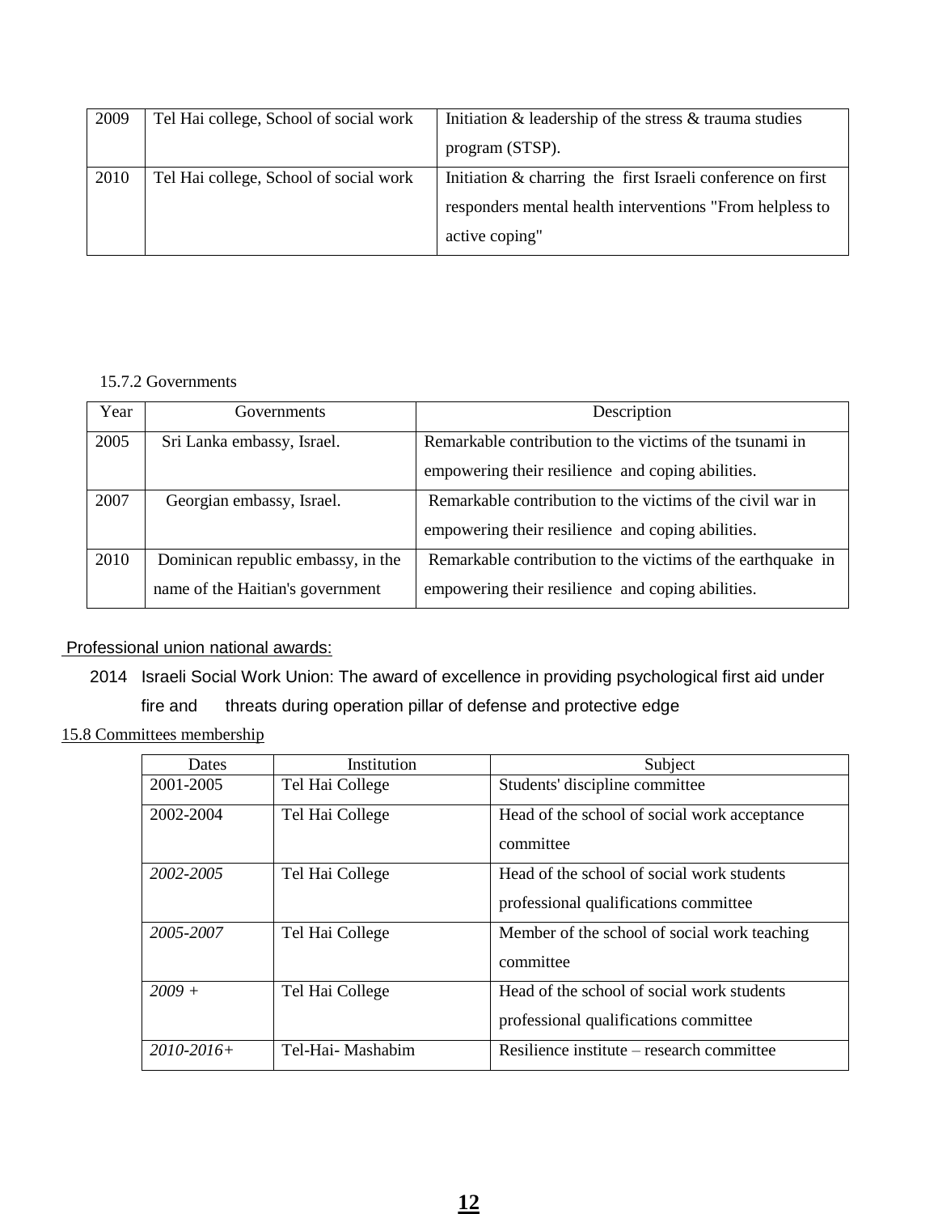| 2009 | Tel Hai college, School of social work | Initiation & leadership of the stress & trauma studies program (STSP). |
|---|---|---|
| 2010 | Tel Hai college, School of social work | Initiation & charring the first Israeli conference on first responders mental health interventions "From helpless to active coping" |

15.7.2 Governments

| Year | Governments | Description |
|---|---|---|
| 2005 | Sri Lanka embassy, Israel. | Remarkable contribution to the victims of the tsunami in empowering their resilience and coping abilities. |
| 2007 | Georgian embassy, Israel. | Remarkable contribution to the victims of the civil war in empowering their resilience and coping abilities. |
| 2010 | Dominican republic embassy, in the name of the Haitian's government | Remarkable contribution to the victims of the earthquake in empowering their resilience and coping abilities. |

Professional union national awards:

2014 Israeli Social Work Union: The award of excellence in providing psychological first aid under fire and threats during operation pillar of defense and protective edge

15.8 Committees membership

| Dates | Institution | Subject |
|---|---|---|
| 2001-2005 | Tel Hai College | Students' discipline committee |
| 2002-2004 | Tel Hai College | Head of the school of social work acceptance committee |
| *2002-2005* | Tel Hai College | Head of the school of social work students professional qualifications committee |
| *2005-2007* | Tel Hai College | Member of the school of social work teaching committee |
| *2009 +* | Tel Hai College | Head of the school of social work students professional qualifications committee |
| *2010-2016+* | Tel-Hai- Mashabim | Resilience institute – research committee |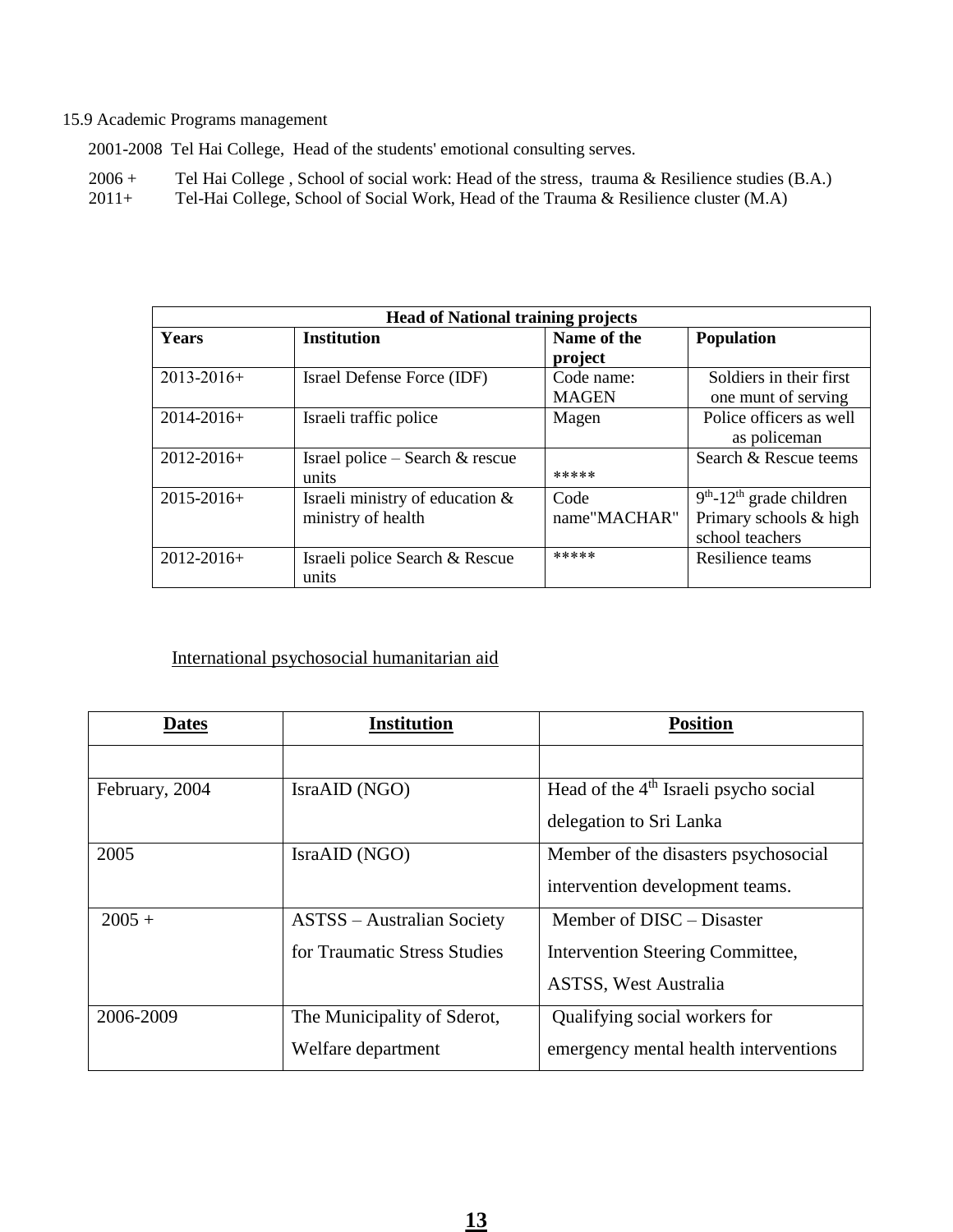15.9 Academic Programs management

2001-2008 Tel Hai College, Head of the students' emotional consulting serves.

2006 + Tel Hai College , School of social work: Head of the stress, trauma & Resilience studies (B.A.)
2011+ Tel-Hai College, School of Social Work, Head of the Trauma & Resilience cluster (M.A)

| **Head of National training projects** | | | |
|---|---|---|---|
| **Years** | **Institution** | **Name of the project** | **Population** |
| 2013-2016+ | Israel Defense Force (IDF) | Code name: MAGEN | Soldiers in their first one munt of serving |
| 2014-2016+ | Israeli traffic police | Magen | Police officers as well as policeman |
| 2012-2016+ | Israel police – Search & rescue units | ***** | Search & Rescue teems |
| 2015-2016+ | Israeli ministry of education & ministry of health | Code name"MACHAR" | 9th-12th grade children Primary schools & high school teachers |
| 2012-2016+ | Israeli police Search & Rescue units | ***** | Resilience teams |

International psychosocial humanitarian aid

| **Dates** | **Institution** | **Position** |
|---|---|---|
| | | |
| February, 2004 | IsraAID (NGO) | Head of the 4th Israeli psycho social delegation to Sri Lanka |
| 2005 | IsraAID (NGO) | Member of the disasters psychosocial intervention development teams. |
| 2005 + | ASTSS – Australian Society for Traumatic Stress Studies | Member of DISC – Disaster Intervention Steering Committee, ASTSS, West Australia |
| 2006-2009 | The Municipality of Sderot, Welfare department | Qualifying social workers for emergency mental health interventions |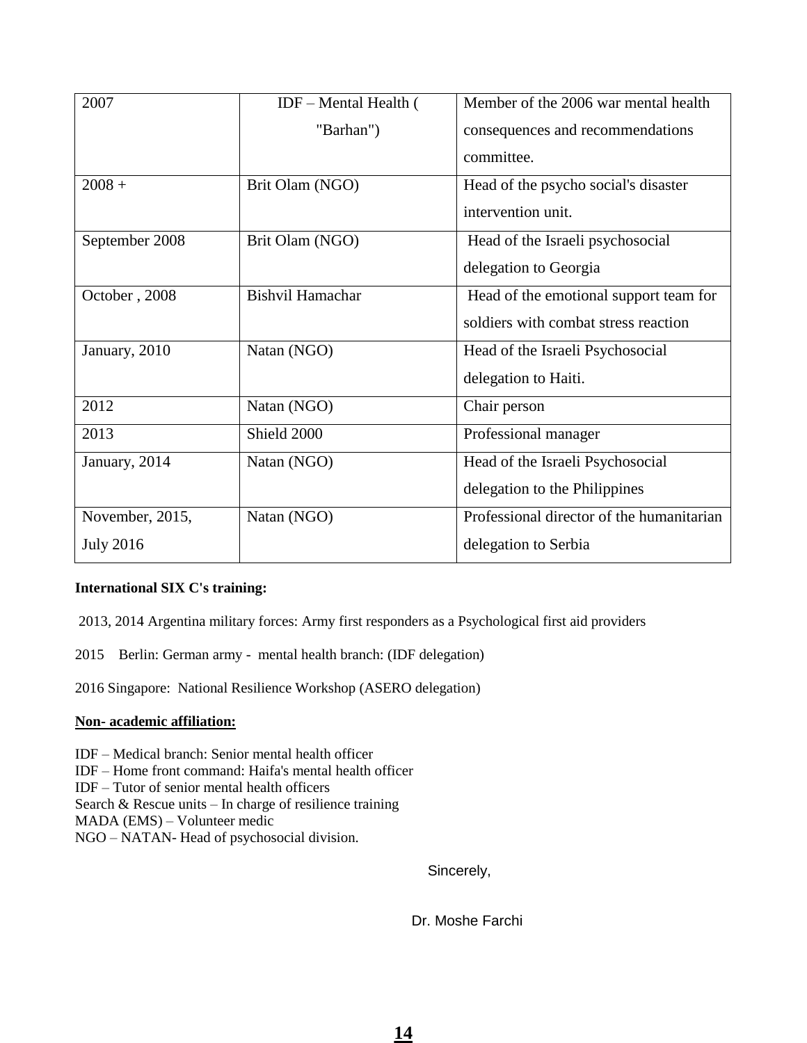| | | |
|---|---|---|
| 2007 | IDF – Mental Health ( "Barhan") | Member of the 2006 war mental health consequences and recommendations committee. |
| 2008 + | Brit Olam (NGO) | Head of the psycho social's disaster intervention unit. |
| September 2008 | Brit Olam (NGO) | Head of the Israeli psychosocial delegation to Georgia |
| October , 2008 | Bishvil Hamachar | Head of the emotional support team for soldiers with combat stress reaction |
| January, 2010 | Natan (NGO) | Head of the Israeli Psychosocial delegation to Haiti. |
| 2012 | Natan (NGO) | Chair person |
| 2013 | Shield 2000 | Professional manager |
| January, 2014 | Natan (NGO) | Head of the Israeli Psychosocial delegation to the Philippines |
| November, 2015, July 2016 | Natan (NGO) | Professional director of the humanitarian delegation to Serbia |

**International SIX C's training:**

2013, 2014 Argentina military forces: Army first responders as a Psychological first aid providers

2015 Berlin: German army - mental health branch: (IDF delegation)

2016 Singapore: National Resilience Workshop (ASERO delegation)

**Non- academic affiliation:**

IDF – Medical branch: Senior mental health officer
IDF – Home front command: Haifa's mental health officer
IDF – Tutor of senior mental health officers
Search & Rescue units – In charge of resilience training
MADA (EMS) – Volunteer medic
NGO – NATAN- Head of psychosocial division.

Sincerely,

Dr. Moshe Farchi